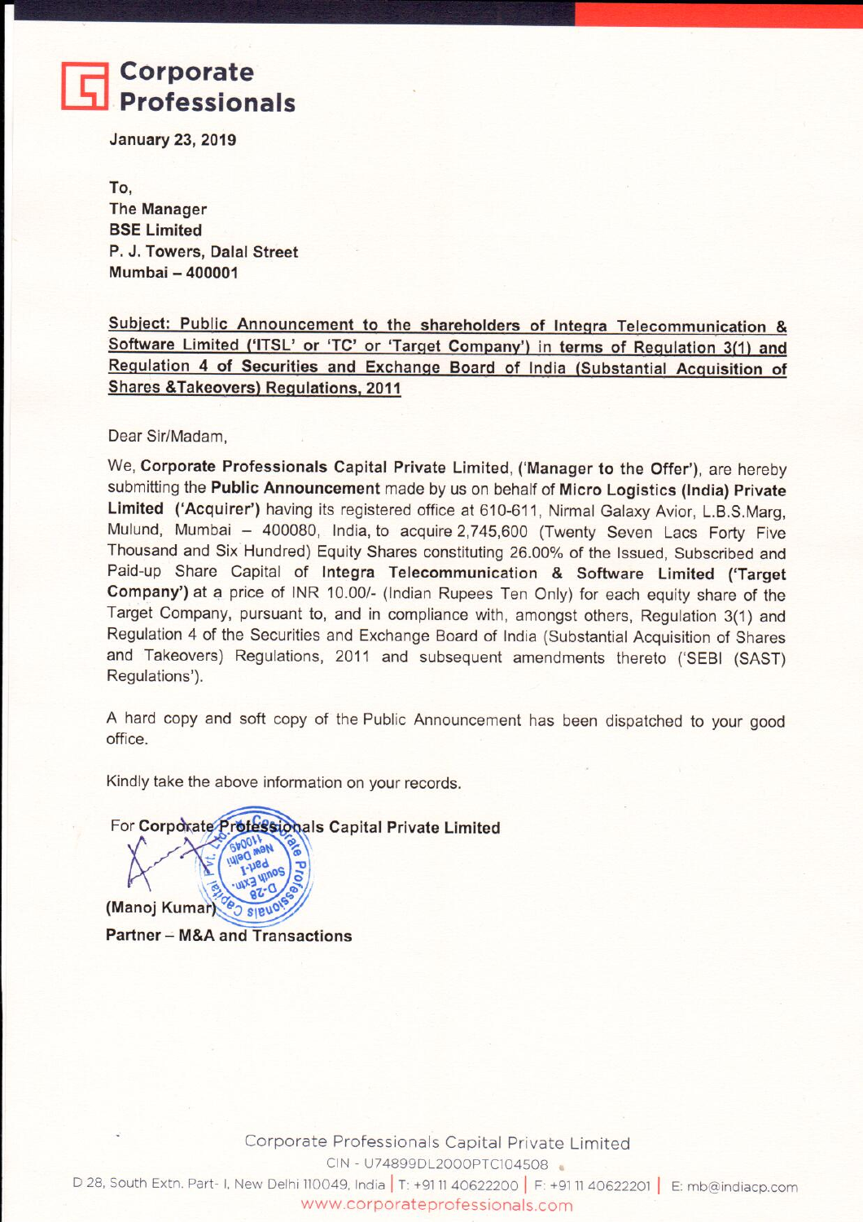**Corporate Professionals**

**January 23, 2019**

**To,**
**The Manager**
**BSE Limited**
**P. J. Towers, Dalal Street**
**Mumbai – 400001**

**Subject: Public Announcement to the shareholders of Integra Telecommunication & Software Limited ('ITSL' or 'TC' or 'Target Company') in terms of Regulation 3(1) and Regulation 4 of Securities and Exchange Board of India (Substantial Acquisition of Shares &Takeovers) Regulations, 2011**

Dear Sir/Madam,

We, **Corporate Professionals Capital Private Limited, ('Manager to the Offer')**, are hereby submitting the **Public Announcement** made by us on behalf of **Micro Logistics (India) Private Limited ('Acquirer')** having its registered office at 610-611, Nirmal Galaxy Avior, L.B.S.Marg, Mulund, Mumbai – 400080, India, to acquire 2,745,600 (Twenty Seven Lacs Forty Five Thousand and Six Hundred) Equity Shares constituting 26.00% of the Issued, Subscribed and Paid-up Share Capital of **Integra Telecommunication & Software Limited ('Target Company')** at a price of INR 10.00/- (Indian Rupees Ten Only) for each equity share of the Target Company, pursuant to, and in compliance with, amongst others, Regulation 3(1) and Regulation 4 of the Securities and Exchange Board of India (Substantial Acquisition of Shares and Takeovers) Regulations, 2011 and subsequent amendments thereto ('SEBI (SAST) Regulations').

A hard copy and soft copy of the Public Announcement has been dispatched to your good office.

Kindly take the above information on your records.

For **Corporate Professionals Capital Private Limited**

**(Manoj Kumar)**
**Partner – M&A and Transactions**

Corporate Professionals Capital Private Limited
CIN - U74899DL2000PTC104508
D 28, South Extn. Part- I, New Delhi 110049, India | T: +91 11 40622200 | F: +91 11 40622201 | E: mb@indiacp.com
www.corporateprofessionals.com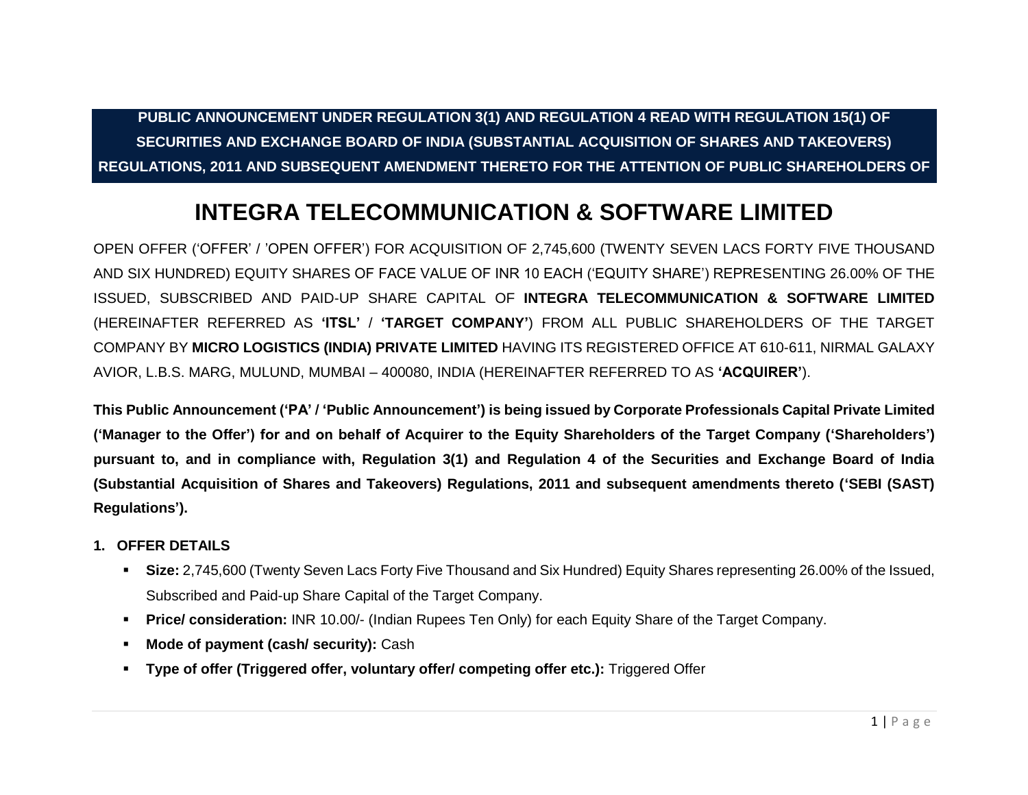**PUBLIC ANNOUNCEMENT UNDER REGULATION 3(1) AND REGULATION 4 READ WITH REGULATION 15(1) OF SECURITIES AND EXCHANGE BOARD OF INDIA (SUBSTANTIAL ACQUISITION OF SHARES AND TAKEOVERS) REGULATIONS, 2011 AND SUBSEQUENT AMENDMENT THERETO FOR THE ATTENTION OF PUBLIC SHAREHOLDERS OF**

# INTEGRA TELECOMMUNICATION & SOFTWARE LIMITED

OPEN OFFER ('OFFER' / 'OPEN OFFER') FOR ACQUISITION OF 2,745,600 (TWENTY SEVEN LACS FORTY FIVE THOUSAND AND SIX HUNDRED) EQUITY SHARES OF FACE VALUE OF INR 10 EACH ('EQUITY SHARE') REPRESENTING 26.00% OF THE ISSUED, SUBSCRIBED AND PAID-UP SHARE CAPITAL OF **INTEGRA TELECOMMUNICATION & SOFTWARE LIMITED** (HEREINAFTER REFERRED AS **'ITSL'** / **'TARGET COMPANY'**) FROM ALL PUBLIC SHAREHOLDERS OF THE TARGET COMPANY BY **MICRO LOGISTICS (INDIA) PRIVATE LIMITED** HAVING ITS REGISTERED OFFICE AT 610-611, NIRMAL GALAXY AVIOR, L.B.S. MARG, MULUND, MUMBAI – 400080, INDIA (HEREINAFTER REFERRED TO AS **'ACQUIRER'**).

**This Public Announcement ('PA' / 'Public Announcement') is being issued by Corporate Professionals Capital Private Limited ('Manager to the Offer') for and on behalf of Acquirer to the Equity Shareholders of the Target Company ('Shareholders') pursuant to, and in compliance with, Regulation 3(1) and Regulation 4 of the Securities and Exchange Board of India (Substantial Acquisition of Shares and Takeovers) Regulations, 2011 and subsequent amendments thereto ('SEBI (SAST) Regulations').**

## 1. OFFER DETAILS

- **Size:** 2,745,600 (Twenty Seven Lacs Forty Five Thousand and Six Hundred) Equity Shares representing 26.00% of the Issued, Subscribed and Paid-up Share Capital of the Target Company.
- **Price/ consideration:** INR 10.00/- (Indian Rupees Ten Only) for each Equity Share of the Target Company.
- **Mode of payment (cash/ security):** Cash
- **Type of offer (Triggered offer, voluntary offer/ competing offer etc.):** Triggered Offer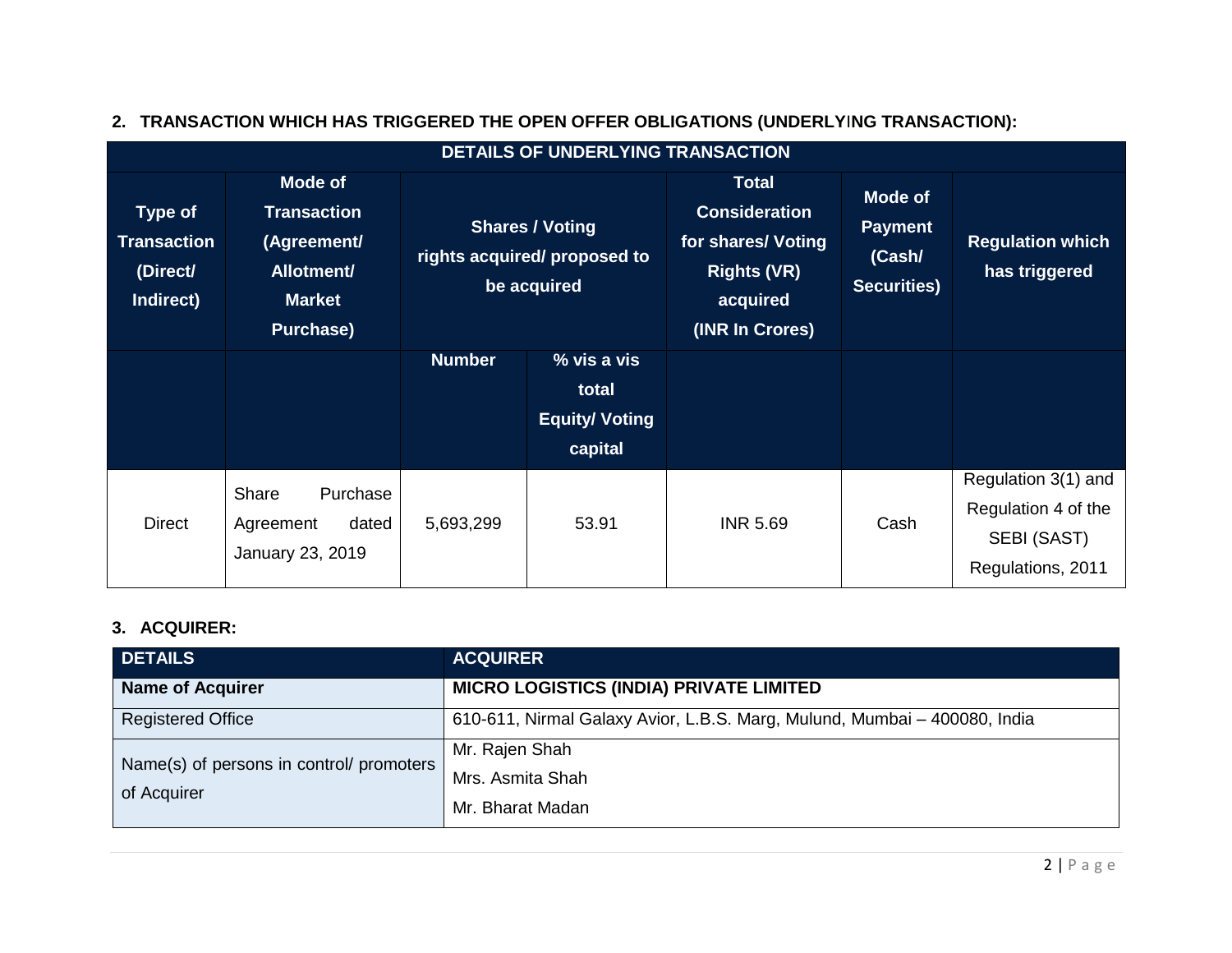**2. TRANSACTION WHICH HAS TRIGGERED THE OPEN OFFER OBLIGATIONS (UNDERLYING TRANSACTION):**

| DETAILS OF UNDERLYING TRANSACTION | | | | | | |
|---|---|---|---|---|---|---|
| **Type of Transaction (Direct/ Indirect)** | **Mode of Transaction (Agreement/ Allotment/ Market Purchase)** | **Shares / Voting rights acquired/ proposed to be acquired** | | **Total Consideration for shares/ Voting Rights (VR) acquired (INR In Crores)** | **Mode of Payment (Cash/ Securities)** | **Regulation which has triggered** |
| | | **Number** | **% vis a vis total Equity/ Voting capital** | | | |
| Direct | Share Purchase Agreement dated January 23, 2019 | 5,693,299 | 53.91 | INR 5.69 | Cash | Regulation 3(1) and Regulation 4 of the SEBI (SAST) Regulations, 2011 |

**3. ACQUIRER:**

| DETAILS | ACQUIRER |
|---|---|
| **Name of Acquirer** | **MICRO LOGISTICS (INDIA) PRIVATE LIMITED** |
| Registered Office | 610-611, Nirmal Galaxy Avior, L.B.S. Marg, Mulund, Mumbai – 400080, India |
| Name(s) of persons in control/ promoters of Acquirer | Mr. Rajen Shah<br>Mrs. Asmita Shah<br>Mr. Bharat Madan |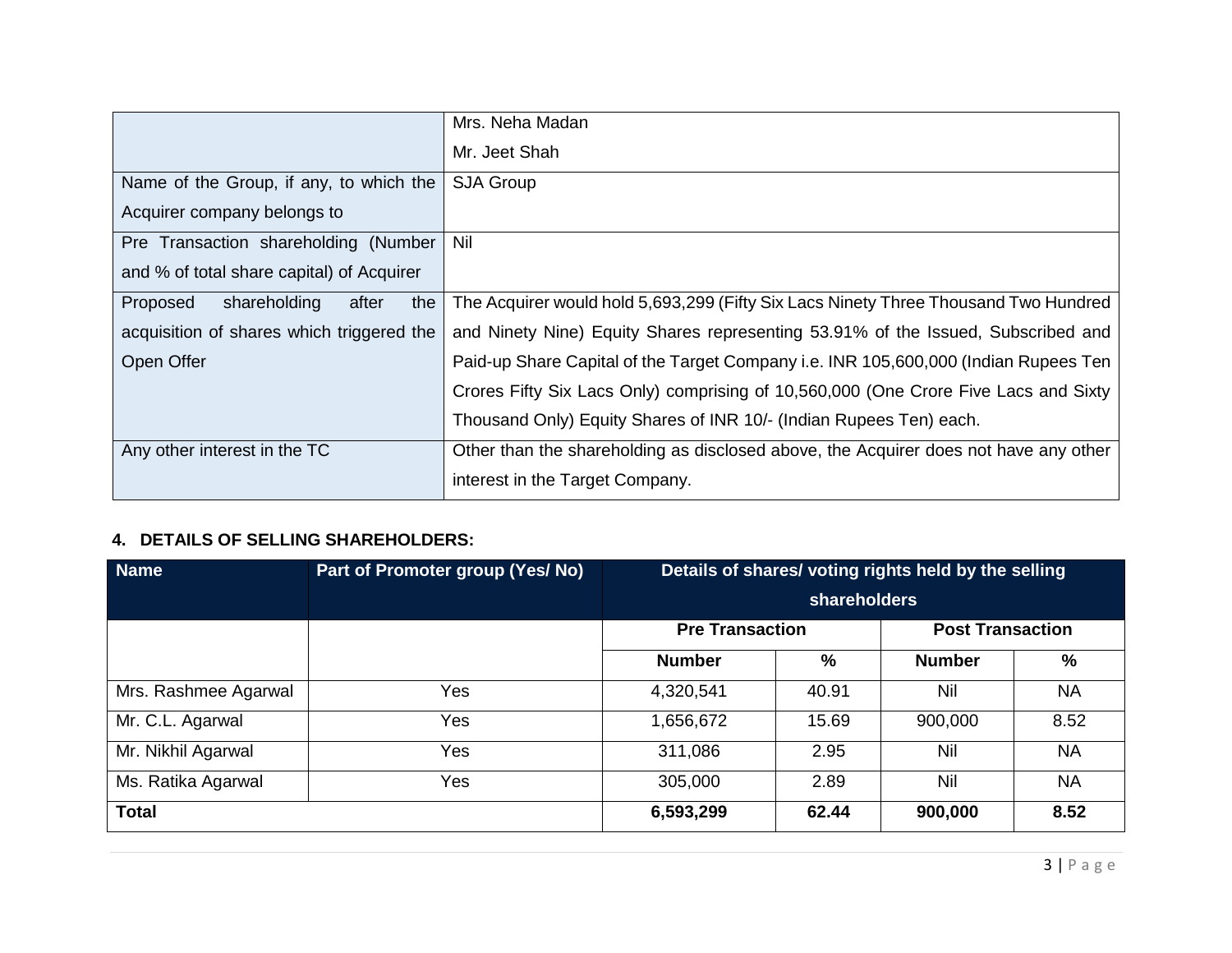| | |
|---|---|
| | Mrs. Neha Madan<br>Mr. Jeet Shah |
| Name of the Group, if any, to which the Acquirer company belongs to | SJA Group |
| Pre Transaction shareholding (Number and % of total share capital) of Acquirer | Nil |
| Proposed shareholding after the acquisition of shares which triggered the Open Offer | The Acquirer would hold 5,693,299 (Fifty Six Lacs Ninety Three Thousand Two Hundred and Ninety Nine) Equity Shares representing 53.91% of the Issued, Subscribed and Paid-up Share Capital of the Target Company i.e. INR 105,600,000 (Indian Rupees Ten Crores Fifty Six Lacs Only) comprising of 10,560,000 (One Crore Five Lacs and Sixty Thousand Only) Equity Shares of INR 10/- (Indian Rupees Ten) each. |
| Any other interest in the TC | Other than the shareholding as disclosed above, the Acquirer does not have any other interest in the Target Company. |

## 4. DETAILS OF SELLING SHAREHOLDERS:

| Name | Part of Promoter group (Yes/ No) | Details of shares/ voting rights held by the selling shareholders | | | |
|---|---|---|---|---|---|
| | | Pre Transaction | | Post Transaction | |
| | | Number | % | Number | % |
| Mrs. Rashmee Agarwal | Yes | 4,320,541 | 40.91 | Nil | NA |
| Mr. C.L. Agarwal | Yes | 1,656,672 | 15.69 | 900,000 | 8.52 |
| Mr. Nikhil Agarwal | Yes | 311,086 | 2.95 | Nil | NA |
| Ms. Ratika Agarwal | Yes | 305,000 | 2.89 | Nil | NA |
| **Total** | | **6,593,299** | **62.44** | **900,000** | **8.52** |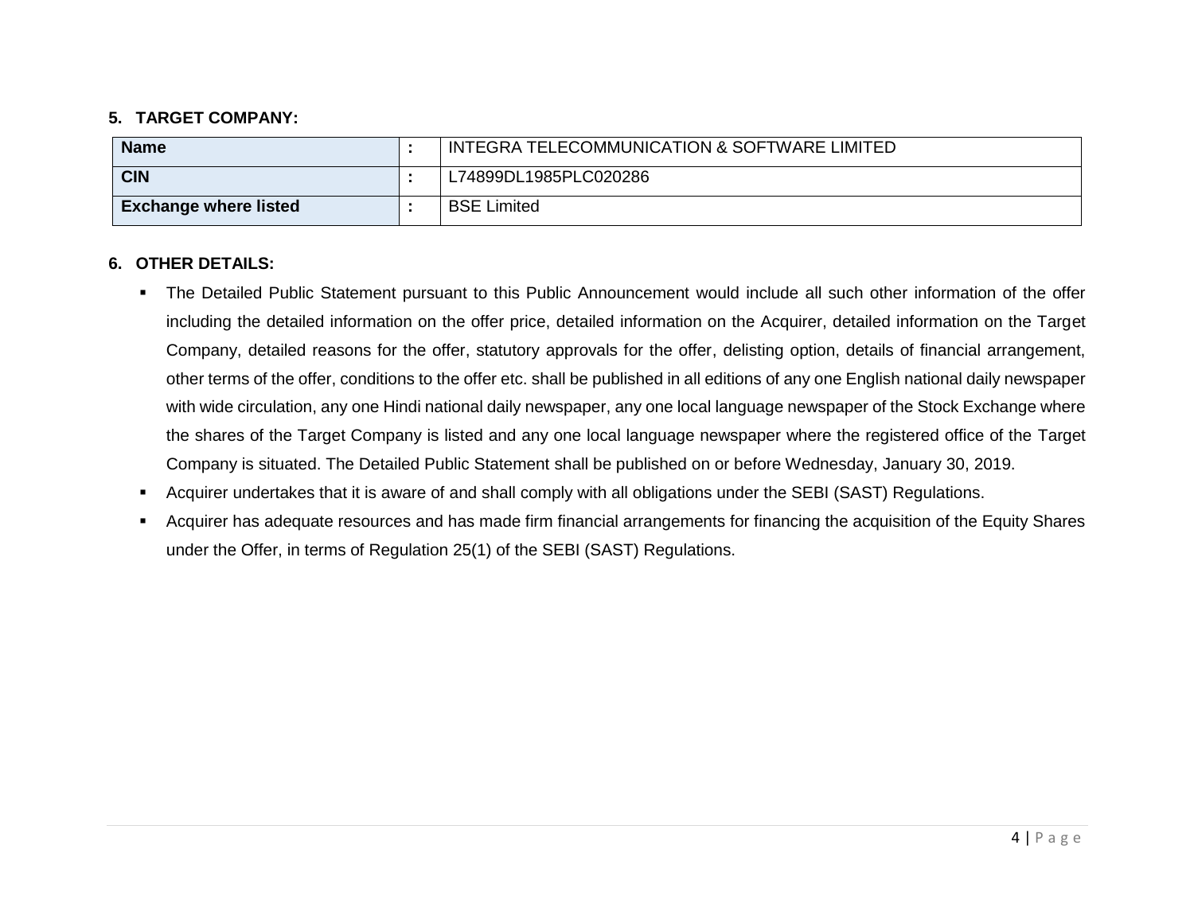**5. TARGET COMPANY:**

| Name | : | INTEGRA TELECOMMUNICATION & SOFTWARE LIMITED |
|---|---|---|
| CIN | : | L74899DL1985PLC020286 |
| Exchange where listed | : | BSE Limited |

**6. OTHER DETAILS:**

- The Detailed Public Statement pursuant to this Public Announcement would include all such other information of the offer including the detailed information on the offer price, detailed information on the Acquirer, detailed information on the Target Company, detailed reasons for the offer, statutory approvals for the offer, delisting option, details of financial arrangement, other terms of the offer, conditions to the offer etc. shall be published in all editions of any one English national daily newspaper with wide circulation, any one Hindi national daily newspaper, any one local language newspaper of the Stock Exchange where the shares of the Target Company is listed and any one local language newspaper where the registered office of the Target Company is situated. The Detailed Public Statement shall be published on or before Wednesday, January 30, 2019.
- Acquirer undertakes that it is aware of and shall comply with all obligations under the SEBI (SAST) Regulations.
- Acquirer has adequate resources and has made firm financial arrangements for financing the acquisition of the Equity Shares under the Offer, in terms of Regulation 25(1) of the SEBI (SAST) Regulations.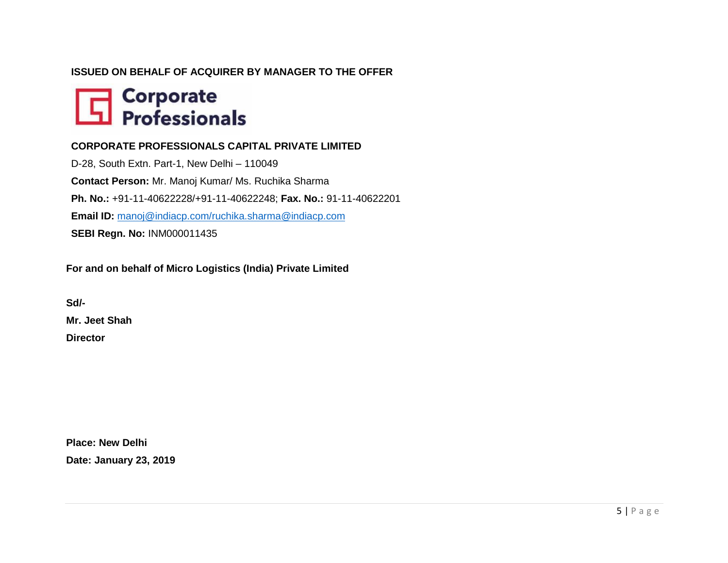**ISSUED ON BEHALF OF ACQUIRER BY MANAGER TO THE OFFER**

Corporate Professionals

**CORPORATE PROFESSIONALS CAPITAL PRIVATE LIMITED**

D-28, South Extn. Part-1, New Delhi – 110049

**Contact Person:** Mr. Manoj Kumar/ Ms. Ruchika Sharma

**Ph. No.:** +91-11-40622228/+91-11-40622248; **Fax. No.:** 91-11-40622201

**Email ID:** manoj@indiacp.com/ruchika.sharma@indiacp.com

**SEBI Regn. No:** INM000011435

**For and on behalf of Micro Logistics (India) Private Limited**

**Sd/-**

**Mr. Jeet Shah**

**Director**

**Place: New Delhi**

**Date: January 23, 2019**